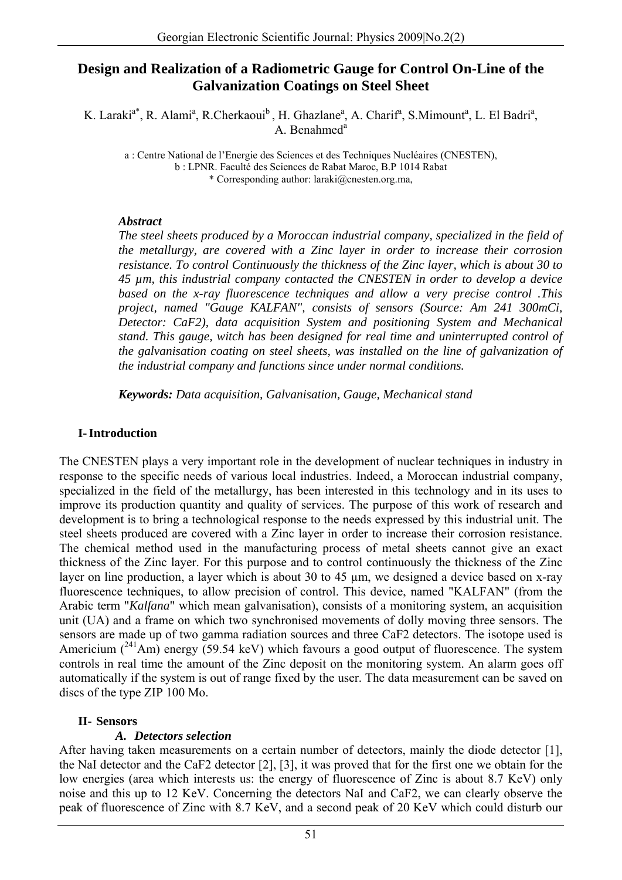# Design and Realization of a Radiometric Gauge for Control On-Line of the Galvanization Coatings on Steel Sheet

K. Laraki[a*], R. Alami[a], R.Cherkaoui[b], H. Ghazlane[a], A. Charif[a], S.Mimount[a], L. El Badri[a], A. Benahmed[a]

a : Centre National de l'Energie des Sciences et des Techniques Nucléaires (CNESTEN),
b : LPNR. Faculté des Sciences de Rabat Maroc, B.P 1014 Rabat
* Corresponding author: laraki@cnesten.org.ma,

***Abstract***

*The steel sheets produced by a Moroccan industrial company, specialized in the field of the metallurgy, are covered with a Zinc layer in order to increase their corrosion resistance. To control Continuously the thickness of the Zinc layer, which is about 30 to 45 µm, this industrial company contacted the CNESTEN in order to develop a device based on the x-ray fluorescence techniques and allow a very precise control .This project, named "Gauge KALFAN", consists of sensors (Source: Am 241 300mCi, Detector: CaF2), data acquisition System and positioning System and Mechanical stand. This gauge, witch has been designed for real time and uninterrupted control of the galvanisation coating on steel sheets, was installed on the line of galvanization of the industrial company and functions since under normal conditions.*

***Keywords:*** *Data acquisition, Galvanisation, Gauge, Mechanical stand*

## I- Introduction

The CNESTEN plays a very important role in the development of nuclear techniques in industry in response to the specific needs of various local industries. Indeed, a Moroccan industrial company, specialized in the field of the metallurgy, has been interested in this technology and in its uses to improve its production quantity and quality of services. The purpose of this work of research and development is to bring a technological response to the needs expressed by this industrial unit. The steel sheets produced are covered with a Zinc layer in order to increase their corrosion resistance. The chemical method used in the manufacturing process of metal sheets cannot give an exact thickness of the Zinc layer. For this purpose and to control continuously the thickness of the Zinc layer on line production, a layer which is about 30 to 45 µm, we designed a device based on x-ray fluorescence techniques, to allow precision of control. This device, named "KALFAN" (from the Arabic term "*Kalfana*" which mean galvanisation), consists of a monitoring system, an acquisition unit (UA) and a frame on which two synchronised movements of dolly moving three sensors. The sensors are made up of two gamma radiation sources and three CaF2 detectors. The isotope used is Americium ($^{241}$Am) energy (59.54 keV) which favours a good output of fluorescence. The system controls in real time the amount of the Zinc deposit on the monitoring system. An alarm goes off automatically if the system is out of range fixed by the user. The data measurement can be saved on discs of the type ZIP 100 Mo.

## II- Sensors

### *A. Detectors selection*

After having taken measurements on a certain number of detectors, mainly the diode detector [1], the NaI detector and the CaF2 detector [2], [3], it was proved that for the first one we obtain for the low energies (area which interests us: the energy of fluorescence of Zinc is about 8.7 KeV) only noise and this up to 12 KeV. Concerning the detectors NaI and CaF2, we can clearly observe the peak of fluorescence of Zinc with 8.7 KeV, and a second peak of 20 KeV which could disturb our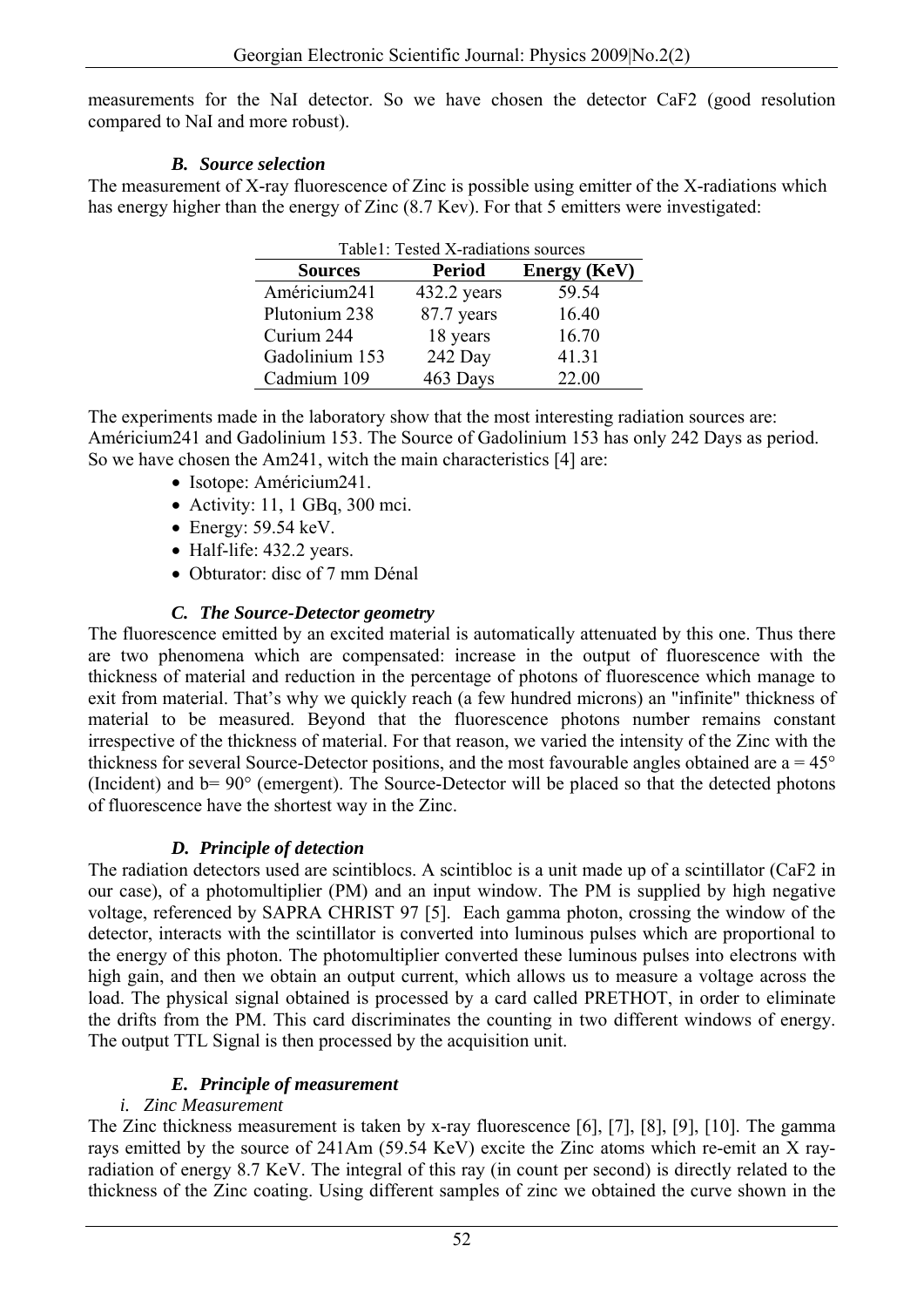measurements for the NaI detector. So we have chosen the detector CaF2 (good resolution compared to NaI and more robust).

### *B. Source selection*

The measurement of X-ray fluorescence of Zinc is possible using emitter of the X-radiations which has energy higher than the energy of Zinc (8.7 Kev). For that 5 emitters were investigated:

Table1: Tested X-radiations sources

| **Sources** | **Period** | **Energy (KeV)** |
|---|---|---|
| Américium241 | 432.2 years | 59.54 |
| Plutonium 238 | 87.7 years | 16.40 |
| Curium 244 | 18 years | 16.70 |
| Gadolinium 153 | 242 Day | 41.31 |
| Cadmium 109 | 463 Days | 22.00 |

The experiments made in the laboratory show that the most interesting radiation sources are: Américium241 and Gadolinium 153. The Source of Gadolinium 153 has only 242 Days as period. So we have chosen the Am241, witch the main characteristics [4] are:

- Isotope: Américium241.
- Activity: 11, 1 GBq, 300 mci.
- Energy: 59.54 keV.
- Half-life: 432.2 years.
- Obturator: disc of 7 mm Dénal

### *C. The Source-Detector geometry*

The fluorescence emitted by an excited material is automatically attenuated by this one. Thus there are two phenomena which are compensated: increase in the output of fluorescence with the thickness of material and reduction in the percentage of photons of fluorescence which manage to exit from material. That's why we quickly reach (a few hundred microns) an "infinite" thickness of material to be measured. Beyond that the fluorescence photons number remains constant irrespective of the thickness of material. For that reason, we varied the intensity of the Zinc with the thickness for several Source-Detector positions, and the most favourable angles obtained are a = 45° (Incident) and b= 90° (emergent). The Source-Detector will be placed so that the detected photons of fluorescence have the shortest way in the Zinc.

### *D. Principle of detection*

The radiation detectors used are scintiblocs. A scintibloc is a unit made up of a scintillator (CaF2 in our case), of a photomultiplier (PM) and an input window. The PM is supplied by high negative voltage, referenced by SAPRA CHRIST 97 [5]. Each gamma photon, crossing the window of the detector, interacts with the scintillator is converted into luminous pulses which are proportional to the energy of this photon. The photomultiplier converted these luminous pulses into electrons with high gain, and then we obtain an output current, which allows us to measure a voltage across the load. The physical signal obtained is processed by a card called PRETHOT, in order to eliminate the drifts from the PM. This card discriminates the counting in two different windows of energy. The output TTL Signal is then processed by the acquisition unit.

### *E. Principle of measurement*

*i. Zinc Measurement*

The Zinc thickness measurement is taken by x-ray fluorescence [6], [7], [8], [9], [10]. The gamma rays emitted by the source of 241Am (59.54 KeV) excite the Zinc atoms which re-emit an X ray-radiation of energy 8.7 KeV. The integral of this ray (in count per second) is directly related to the thickness of the Zinc coating. Using different samples of zinc we obtained the curve shown in the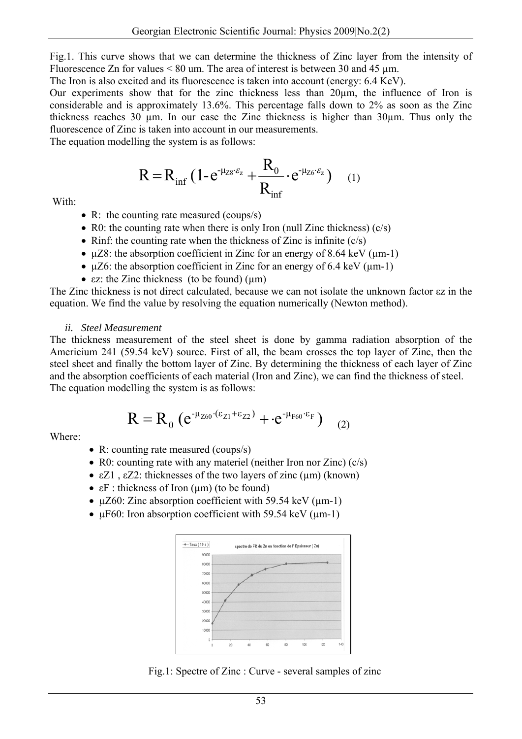Fig.1. This curve shows that we can determine the thickness of Zinc layer from the intensity of Fluorescence Zn for values < 80 um. The area of interest is between 30 and 45 µm.

The Iron is also excited and its fluorescence is taken into account (energy: 6.4 KeV).

Our experiments show that for the zinc thickness less than 20µm, the influence of Iron is considerable and is approximately 13.6%. This percentage falls down to 2% as soon as the Zinc thickness reaches 30 µm. In our case the Zinc thickness is higher than 30µm. Thus only the fluorescence of Zinc is taken into account in our measurements.

The equation modelling the system is as follows:

$$R = R_{inf}\,(1\text{-}e^{-\mu_{Z8}\cdot\varepsilon_z} + \frac{R_0}{R_{inf}}\cdot e^{-\mu_{Z6}\cdot\varepsilon_z}) \quad (1)$$

With:

- R: the counting rate measured (coups/s)
- R0: the counting rate when there is only Iron (null Zinc thickness) (c/s)
- Rinf: the counting rate when the thickness of Zinc is infinite (c/s)
- $\mu Z8$: the absorption coefficient in Zinc for an energy of 8.64 keV (µm-1)
- $\mu Z6$: the absorption coefficient in Zinc for an energy of 6.4 keV (µm-1)
- $\varepsilon z$: the Zinc thickness (to be found) (µm)

The Zinc thickness is not direct calculated, because we can not isolate the unknown factor $\varepsilon z$ in the equation. We find the value by resolving the equation numerically (Newton method).

*ii. Steel Measurement*

The thickness measurement of the steel sheet is done by gamma radiation absorption of the Americium 241 (59.54 keV) source. First of all, the beam crosses the top layer of Zinc, then the steel sheet and finally the bottom layer of Zinc. By determining the thickness of each layer of Zinc and the absorption coefficients of each material (Iron and Zinc), we can find the thickness of steel.

The equation modelling the system is as follows:

$$R = R_0\,(e^{-\mu_{Z60}\cdot(\varepsilon_{Z1}+\varepsilon_{Z2})} + \cdot e^{-\mu_{F60}\cdot\varepsilon_F}) \quad (2)$$

Where:

- R: counting rate measured (coups/s)
- R0: counting rate with any materiel (neither Iron nor Zinc) (c/s)
- $\varepsilon Z1$, $\varepsilon Z2$: thicknesses of the two layers of zinc (µm) (known)
- $\varepsilon F$ : thickness of Iron (µm) (to be found)
- $\mu Z60$: Zinc absorption coefficient with 59.54 keV (µm-1)
- $\mu F60$: Iron absorption coefficient with 59.54 keV (µm-1)

Fig.1: Spectre of Zinc : Curve - several samples of zinc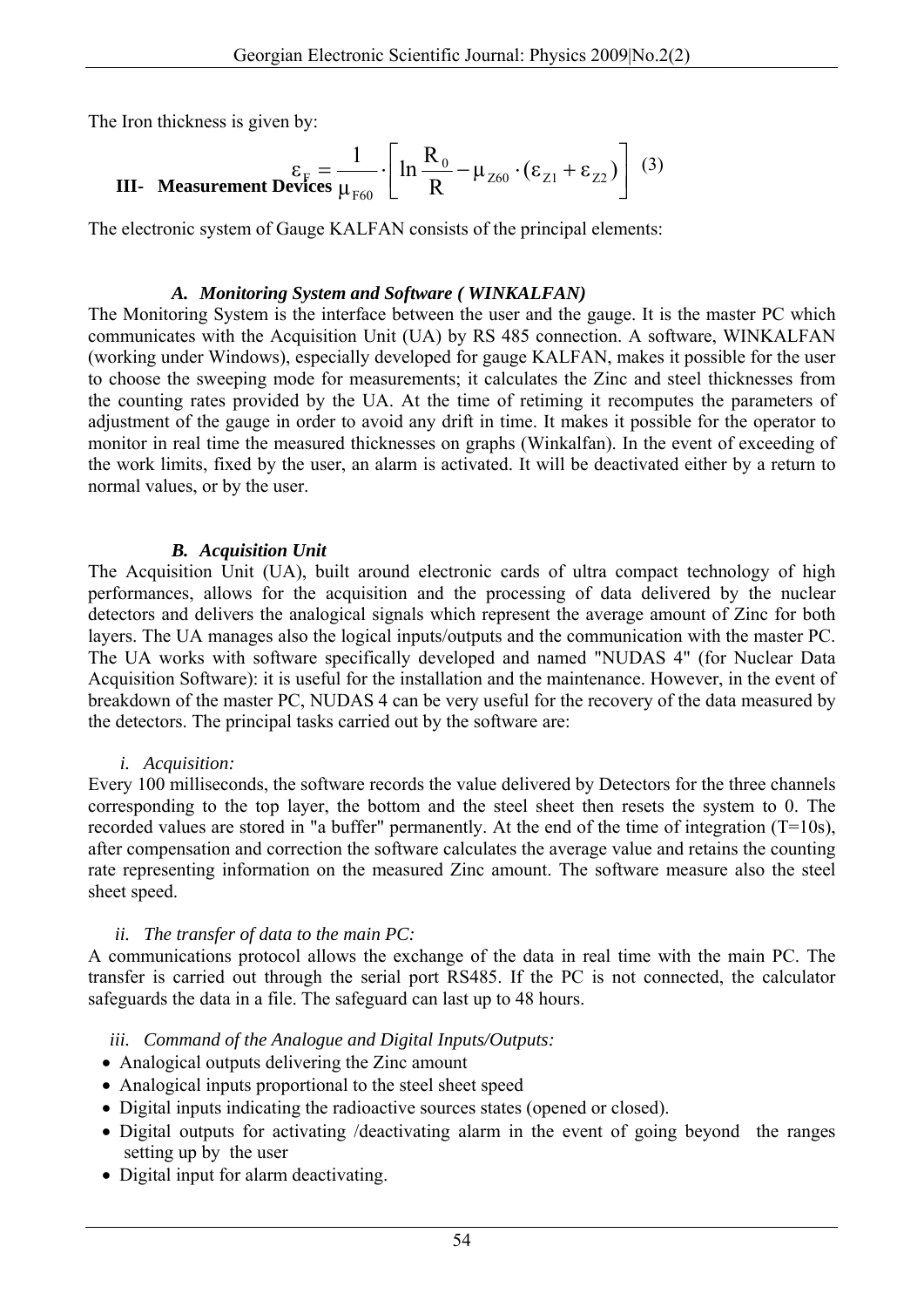The Iron thickness is given by:

$$\varepsilon_F = \frac{1}{\mu_{F60}} \cdot \left[ \ln \frac{R_0}{R} - \mu_{Z60} \cdot (\varepsilon_{Z1} + \varepsilon_{Z2}) \right] \quad (3)$$

## III- Measurement Devices

The electronic system of Gauge KALFAN consists of the principal elements:

### *A. Monitoring System and Software ( WINKALFAN)*

The Monitoring System is the interface between the user and the gauge. It is the master PC which communicates with the Acquisition Unit (UA) by RS 485 connection. A software, WINKALFAN (working under Windows), especially developed for gauge KALFAN, makes it possible for the user to choose the sweeping mode for measurements; it calculates the Zinc and steel thicknesses from the counting rates provided by the UA. At the time of retiming it recomputes the parameters of adjustment of the gauge in order to avoid any drift in time. It makes it possible for the operator to monitor in real time the measured thicknesses on graphs (Winkalfan). In the event of exceeding of the work limits, fixed by the user, an alarm is activated. It will be deactivated either by a return to normal values, or by the user.

### *B. Acquisition Unit*

The Acquisition Unit (UA), built around electronic cards of ultra compact technology of high performances, allows for the acquisition and the processing of data delivered by the nuclear detectors and delivers the analogical signals which represent the average amount of Zinc for both layers. The UA manages also the logical inputs/outputs and the communication with the master PC. The UA works with software specifically developed and named "NUDAS 4" (for Nuclear Data Acquisition Software): it is useful for the installation and the maintenance. However, in the event of breakdown of the master PC, NUDAS 4 can be very useful for the recovery of the data measured by the detectors. The principal tasks carried out by the software are:

*i. Acquisition:*

Every 100 milliseconds, the software records the value delivered by Detectors for the three channels corresponding to the top layer, the bottom and the steel sheet then resets the system to 0. The recorded values are stored in "a buffer" permanently. At the end of the time of integration (T=10s), after compensation and correction the software calculates the average value and retains the counting rate representing information on the measured Zinc amount. The software measure also the steel sheet speed.

*ii. The transfer of data to the main PC:*

A communications protocol allows the exchange of the data in real time with the main PC. The transfer is carried out through the serial port RS485. If the PC is not connected, the calculator safeguards the data in a file. The safeguard can last up to 48 hours.

*iii. Command of the Analogue and Digital Inputs/Outputs:*

- Analogical outputs delivering the Zinc amount
- Analogical inputs proportional to the steel sheet speed
- Digital inputs indicating the radioactive sources states (opened or closed).
- Digital outputs for activating /deactivating alarm in the event of going beyond the ranges setting up by the user
- Digital input for alarm deactivating.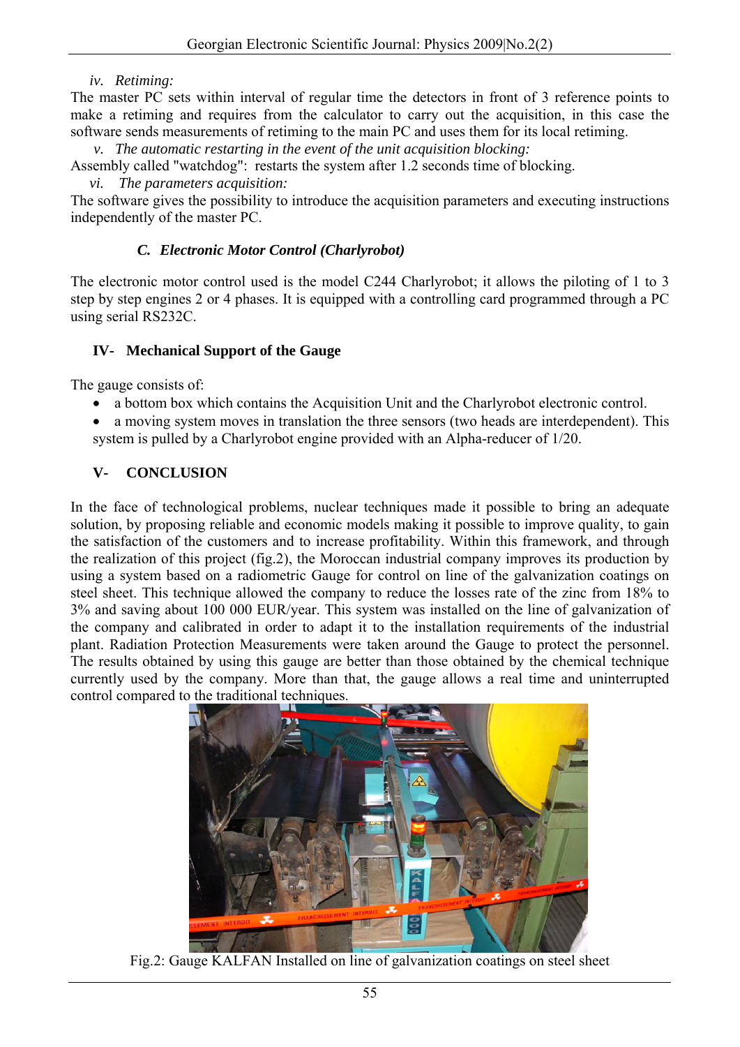*iv. Retiming:*

The master PC sets within interval of regular time the detectors in front of 3 reference points to make a retiming and requires from the calculator to carry out the acquisition, in this case the software sends measurements of retiming to the main PC and uses them for its local retiming.

*v. The automatic restarting in the event of the unit acquisition blocking:*

Assembly called "watchdog": restarts the system after 1.2 seconds time of blocking.

*vi. The parameters acquisition:*

The software gives the possibility to introduce the acquisition parameters and executing instructions independently of the master PC.

### *C. Electronic Motor Control (Charlyrobot)*

The electronic motor control used is the model C244 Charlyrobot; it allows the piloting of 1 to 3 step by step engines 2 or 4 phases. It is equipped with a controlling card programmed through a PC using serial RS232C.

## IV- Mechanical Support of the Gauge

The gauge consists of:

- a bottom box which contains the Acquisition Unit and the Charlyrobot electronic control.
- a moving system moves in translation the three sensors (two heads are interdependent). This system is pulled by a Charlyrobot engine provided with an Alpha-reducer of 1/20.

## V- CONCLUSION

In the face of technological problems, nuclear techniques made it possible to bring an adequate solution, by proposing reliable and economic models making it possible to improve quality, to gain the satisfaction of the customers and to increase profitability. Within this framework, and through the realization of this project (fig.2), the Moroccan industrial company improves its production by using a system based on a radiometric Gauge for control on line of the galvanization coatings on steel sheet. This technique allowed the company to reduce the losses rate of the zinc from 18% to 3% and saving about 100 000 EUR/year. This system was installed on the line of galvanization of the company and calibrated in order to adapt it to the installation requirements of the industrial plant. Radiation Protection Measurements were taken around the Gauge to protect the personnel. The results obtained by using this gauge are better than those obtained by the chemical technique currently used by the company. More than that, the gauge allows a real time and uninterrupted control compared to the traditional techniques.

Fig.2: Gauge KALFAN Installed on line of galvanization coatings on steel sheet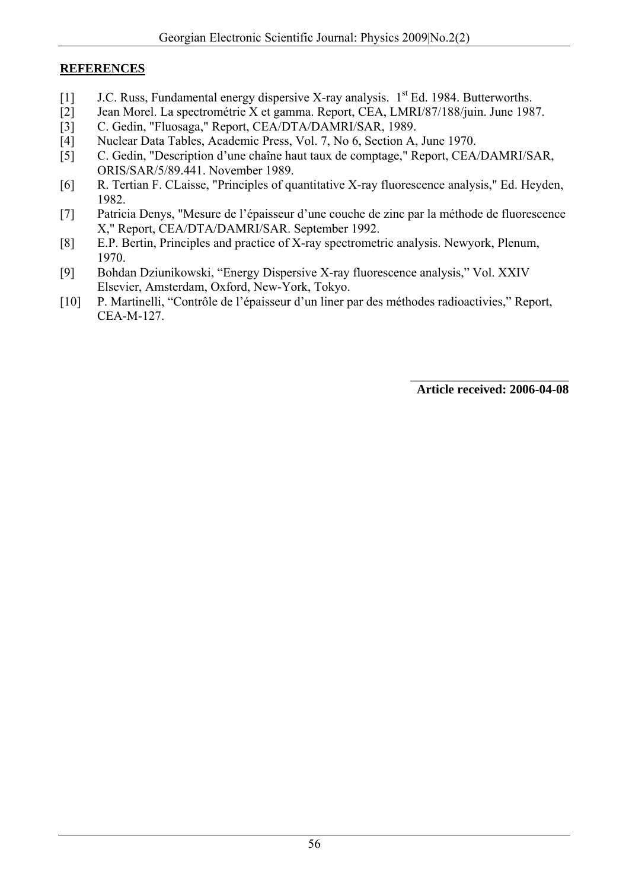## REFERENCES

[1] J.C. Russ, Fundamental energy dispersive X-ray analysis. 1st Ed. 1984. Butterworths.

[2] Jean Morel. La spectrométrie X et gamma. Report, CEA, LMRI/87/188/juin. June 1987.

[3] C. Gedin, "Fluosaga," Report, CEA/DTA/DAMRI/SAR, 1989.

[4] Nuclear Data Tables, Academic Press, Vol. 7, No 6, Section A, June 1970.

[5] C. Gedin, "Description d'une chaîne haut taux de comptage," Report, CEA/DAMRI/SAR, ORIS/SAR/5/89.441. November 1989.

[6] R. Tertian F. CLaisse, "Principles of quantitative X-ray fluorescence analysis," Ed. Heyden, 1982.

[7] Patricia Denys, "Mesure de l'épaisseur d'une couche de zinc par la méthode de fluorescence X," Report, CEA/DTA/DAMRI/SAR. September 1992.

[8] E.P. Bertin, Principles and practice of X-ray spectrometric analysis. Newyork, Plenum, 1970.

[9] Bohdan Dziunikowski, "Energy Dispersive X-ray fluorescence analysis," Vol. XXIV Elsevier, Amsterdam, Oxford, New-York, Tokyo.

[10] P. Martinelli, "Contrôle de l'épaisseur d'un liner par des méthodes radioactivies," Report, CEA-M-127.

**Article received: 2006-04-08**